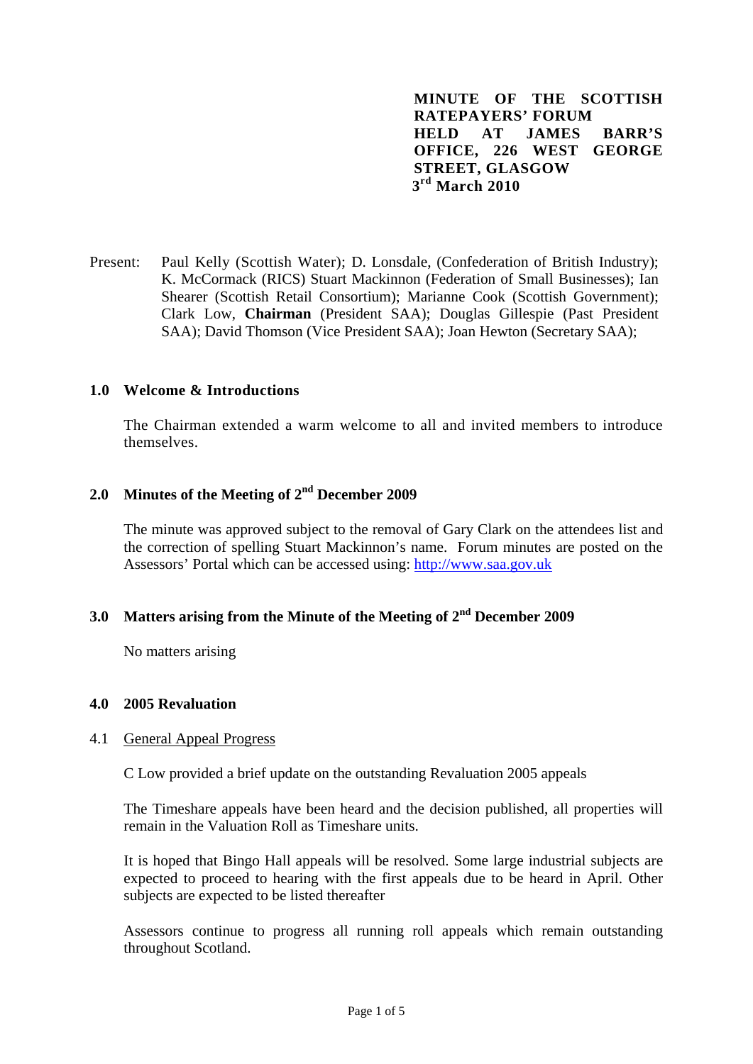**MINUTE OF THE SCOTTISH RATEPAYERS' FORUM HELD AT JAMES BARR'S OFFICE, 226 WEST GEORGE STREET, GLASGOW 3rd March 2010**

Present: Paul Kelly (Scottish Water); D. Lonsdale, (Confederation of British Industry); K. McCormack (RICS) Stuart Mackinnon (Federation of Small Businesses); Ian Shearer (Scottish Retail Consortium); Marianne Cook (Scottish Government); Clark Low, **Chairman** (President SAA); Douglas Gillespie (Past President SAA); David Thomson (Vice President SAA); Joan Hewton (Secretary SAA);

## 1.0 Welcome & Introductions

The Chairman extended a warm welcome to all and invited members to introduce themselves.

## 2.0 Minutes of the Meeting of 2nd December 2009

The minute was approved subject to the removal of Gary Clark on the attendees list and the correction of spelling Stuart Mackinnon's name. Forum minutes are posted on the Assessors' Portal which can be accessed using: http://www.saa.gov.uk

## 3.0 Matters arising from the Minute of the Meeting of 2nd December 2009

No matters arising

## 4.0 2005 Revaluation

### 4.1 General Appeal Progress

C Low provided a brief update on the outstanding Revaluation 2005 appeals

The Timeshare appeals have been heard and the decision published, all properties will remain in the Valuation Roll as Timeshare units.

It is hoped that Bingo Hall appeals will be resolved. Some large industrial subjects are expected to proceed to hearing with the first appeals due to be heard in April. Other subjects are expected to be listed thereafter

Assessors continue to progress all running roll appeals which remain outstanding throughout Scotland.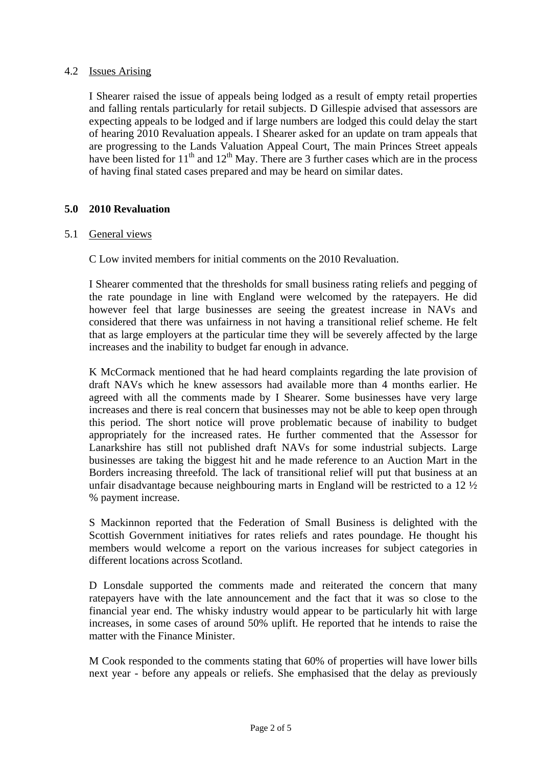4.2 Issues Arising

I Shearer raised the issue of appeals being lodged as a result of empty retail properties and falling rentals particularly for retail subjects. D Gillespie advised that assessors are expecting appeals to be lodged and if large numbers are lodged this could delay the start of hearing 2010 Revaluation appeals. I Shearer asked for an update on tram appeals that are progressing to the Lands Valuation Appeal Court, The main Princes Street appeals have been listed for 11th and 12th May. There are 3 further cases which are in the process of having final stated cases prepared and may be heard on similar dates.

## 5.0 2010 Revaluation

5.1 General views

C Low invited members for initial comments on the 2010 Revaluation.

I Shearer commented that the thresholds for small business rating reliefs and pegging of the rate poundage in line with England were welcomed by the ratepayers. He did however feel that large businesses are seeing the greatest increase in NAVs and considered that there was unfairness in not having a transitional relief scheme. He felt that as large employers at the particular time they will be severely affected by the large increases and the inability to budget far enough in advance.

K McCormack mentioned that he had heard complaints regarding the late provision of draft NAVs which he knew assessors had available more than 4 months earlier. He agreed with all the comments made by I Shearer. Some businesses have very large increases and there is real concern that businesses may not be able to keep open through this period. The short notice will prove problematic because of inability to budget appropriately for the increased rates. He further commented that the Assessor for Lanarkshire has still not published draft NAVs for some industrial subjects. Large businesses are taking the biggest hit and he made reference to an Auction Mart in the Borders increasing threefold. The lack of transitional relief will put that business at an unfair disadvantage because neighbouring marts in England will be restricted to a 12 ½ % payment increase.

S Mackinnon reported that the Federation of Small Business is delighted with the Scottish Government initiatives for rates reliefs and rates poundage. He thought his members would welcome a report on the various increases for subject categories in different locations across Scotland.

D Lonsdale supported the comments made and reiterated the concern that many ratepayers have with the late announcement and the fact that it was so close to the financial year end. The whisky industry would appear to be particularly hit with large increases, in some cases of around 50% uplift. He reported that he intends to raise the matter with the Finance Minister.

M Cook responded to the comments stating that 60% of properties will have lower bills next year - before any appeals or reliefs. She emphasised that the delay as previously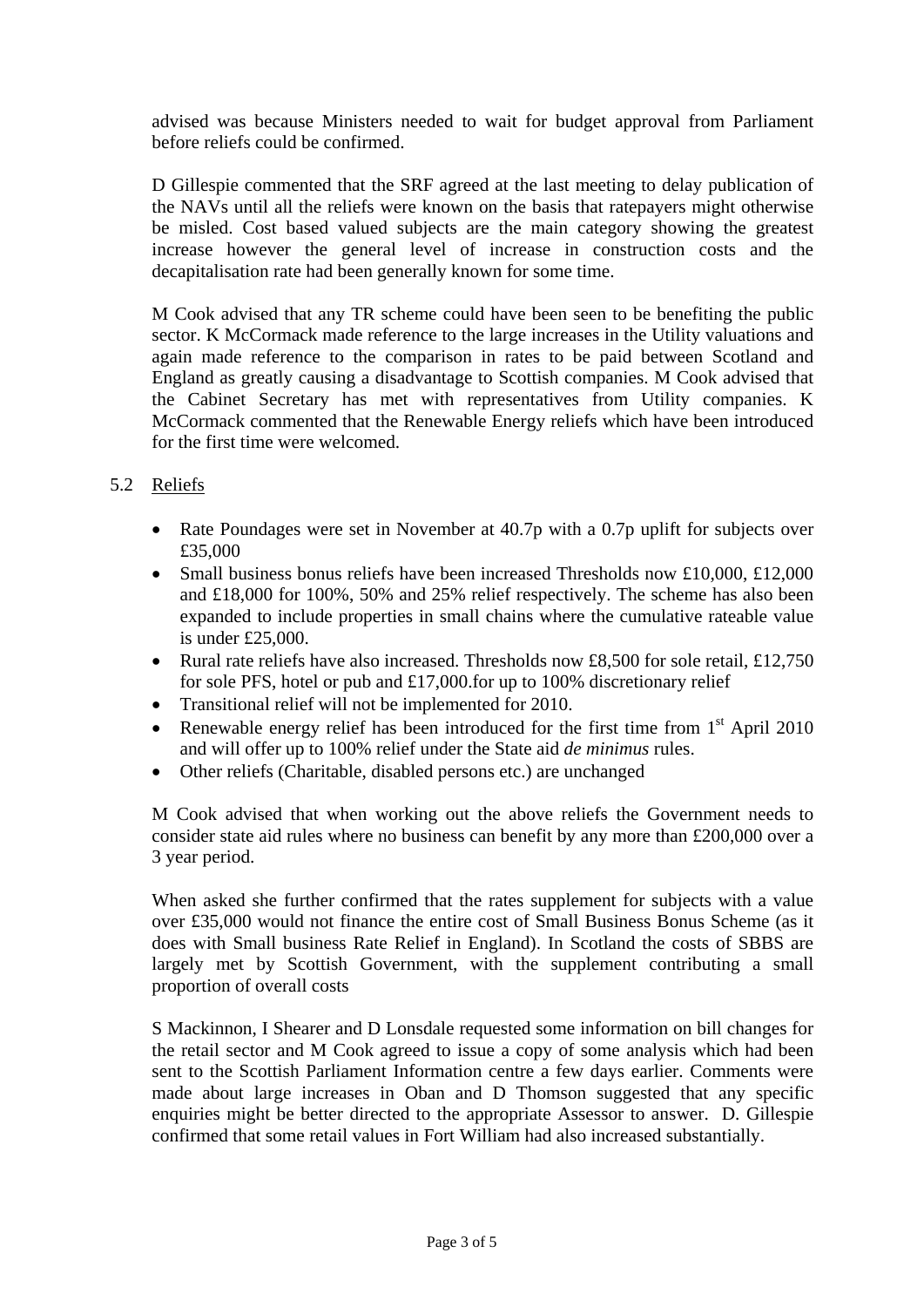advised was because Ministers needed to wait for budget approval from Parliament before reliefs could be confirmed.

D Gillespie commented that the SRF agreed at the last meeting to delay publication of the NAVs until all the reliefs were known on the basis that ratepayers might otherwise be misled. Cost based valued subjects are the main category showing the greatest increase however the general level of increase in construction costs and the decapitalisation rate had been generally known for some time.

M Cook advised that any TR scheme could have been seen to be benefiting the public sector. K McCormack made reference to the large increases in the Utility valuations and again made reference to the comparison in rates to be paid between Scotland and England as greatly causing a disadvantage to Scottish companies. M Cook advised that the Cabinet Secretary has met with representatives from Utility companies. K McCormack commented that the Renewable Energy reliefs which have been introduced for the first time were welcomed.

5.2 Reliefs

- Rate Poundages were set in November at 40.7p with a 0.7p uplift for subjects over £35,000
- Small business bonus reliefs have been increased Thresholds now £10,000, £12,000 and £18,000 for 100%, 50% and 25% relief respectively. The scheme has also been expanded to include properties in small chains where the cumulative rateable value is under £25,000.
- Rural rate reliefs have also increased. Thresholds now £8,500 for sole retail, £12,750 for sole PFS, hotel or pub and £17,000.for up to 100% discretionary relief
- Transitional relief will not be implemented for 2010.
- Renewable energy relief has been introduced for the first time from 1st April 2010 and will offer up to 100% relief under the State aid *de minimus* rules.
- Other reliefs (Charitable, disabled persons etc.) are unchanged

M Cook advised that when working out the above reliefs the Government needs to consider state aid rules where no business can benefit by any more than £200,000 over a 3 year period.

When asked she further confirmed that the rates supplement for subjects with a value over £35,000 would not finance the entire cost of Small Business Bonus Scheme (as it does with Small business Rate Relief in England). In Scotland the costs of SBBS are largely met by Scottish Government, with the supplement contributing a small proportion of overall costs

S Mackinnon, I Shearer and D Lonsdale requested some information on bill changes for the retail sector and M Cook agreed to issue a copy of some analysis which had been sent to the Scottish Parliament Information centre a few days earlier. Comments were made about large increases in Oban and D Thomson suggested that any specific enquiries might be better directed to the appropriate Assessor to answer. D. Gillespie confirmed that some retail values in Fort William had also increased substantially.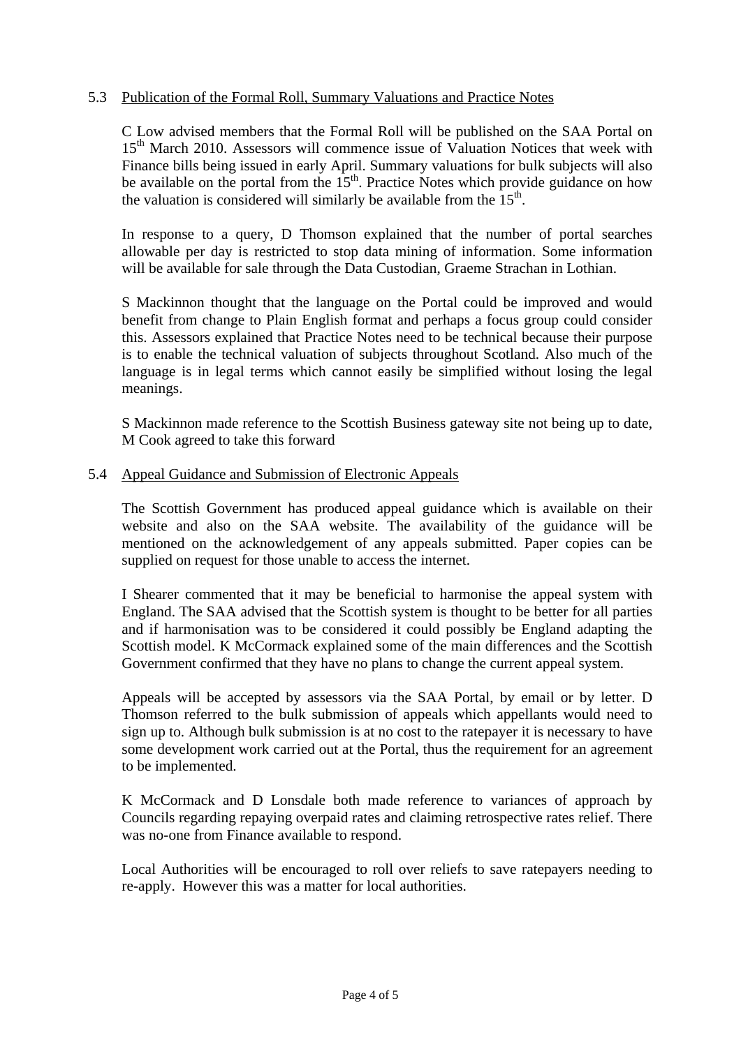5.3 Publication of the Formal Roll, Summary Valuations and Practice Notes

C Low advised members that the Formal Roll will be published on the SAA Portal on 15th March 2010. Assessors will commence issue of Valuation Notices that week with Finance bills being issued in early April. Summary valuations for bulk subjects will also be available on the portal from the 15th. Practice Notes which provide guidance on how the valuation is considered will similarly be available from the 15th.

In response to a query, D Thomson explained that the number of portal searches allowable per day is restricted to stop data mining of information. Some information will be available for sale through the Data Custodian, Graeme Strachan in Lothian.

S Mackinnon thought that the language on the Portal could be improved and would benefit from change to Plain English format and perhaps a focus group could consider this. Assessors explained that Practice Notes need to be technical because their purpose is to enable the technical valuation of subjects throughout Scotland. Also much of the language is in legal terms which cannot easily be simplified without losing the legal meanings.

S Mackinnon made reference to the Scottish Business gateway site not being up to date, M Cook agreed to take this forward

5.4 Appeal Guidance and Submission of Electronic Appeals

The Scottish Government has produced appeal guidance which is available on their website and also on the SAA website. The availability of the guidance will be mentioned on the acknowledgement of any appeals submitted. Paper copies can be supplied on request for those unable to access the internet.

I Shearer commented that it may be beneficial to harmonise the appeal system with England. The SAA advised that the Scottish system is thought to be better for all parties and if harmonisation was to be considered it could possibly be England adapting the Scottish model. K McCormack explained some of the main differences and the Scottish Government confirmed that they have no plans to change the current appeal system.

Appeals will be accepted by assessors via the SAA Portal, by email or by letter. D Thomson referred to the bulk submission of appeals which appellants would need to sign up to. Although bulk submission is at no cost to the ratepayer it is necessary to have some development work carried out at the Portal, thus the requirement for an agreement to be implemented.

K McCormack and D Lonsdale both made reference to variances of approach by Councils regarding repaying overpaid rates and claiming retrospective rates relief. There was no-one from Finance available to respond.

Local Authorities will be encouraged to roll over reliefs to save ratepayers needing to re-apply. However this was a matter for local authorities.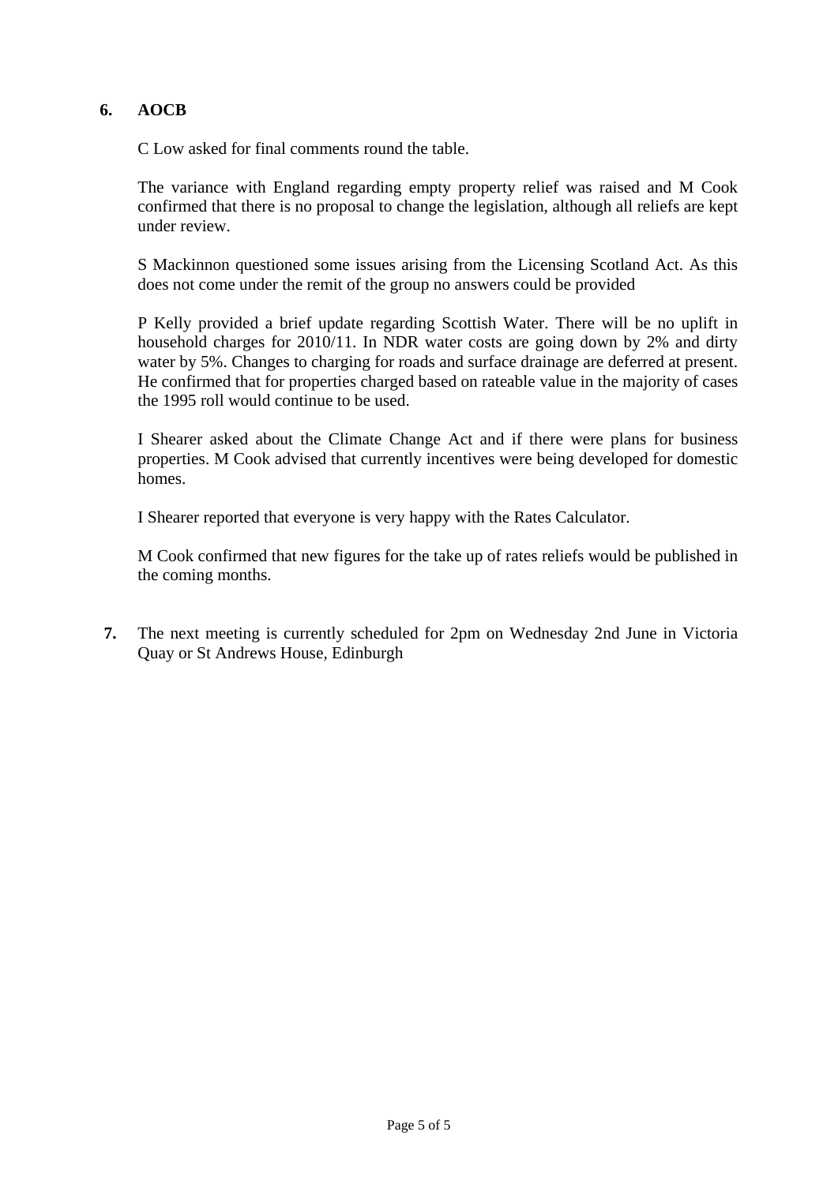## 6. AOCB

C Low asked for final comments round the table.

The variance with England regarding empty property relief was raised and M Cook confirmed that there is no proposal to change the legislation, although all reliefs are kept under review.

S Mackinnon questioned some issues arising from the Licensing Scotland Act. As this does not come under the remit of the group no answers could be provided

P Kelly provided a brief update regarding Scottish Water. There will be no uplift in household charges for 2010/11. In NDR water costs are going down by 2% and dirty water by 5%. Changes to charging for roads and surface drainage are deferred at present. He confirmed that for properties charged based on rateable value in the majority of cases the 1995 roll would continue to be used.

I Shearer asked about the Climate Change Act and if there were plans for business properties. M Cook advised that currently incentives were being developed for domestic homes.

I Shearer reported that everyone is very happy with the Rates Calculator.

M Cook confirmed that new figures for the take up of rates reliefs would be published in the coming months.

**7.** The next meeting is currently scheduled for 2pm on Wednesday 2nd June in Victoria Quay or St Andrews House, Edinburgh